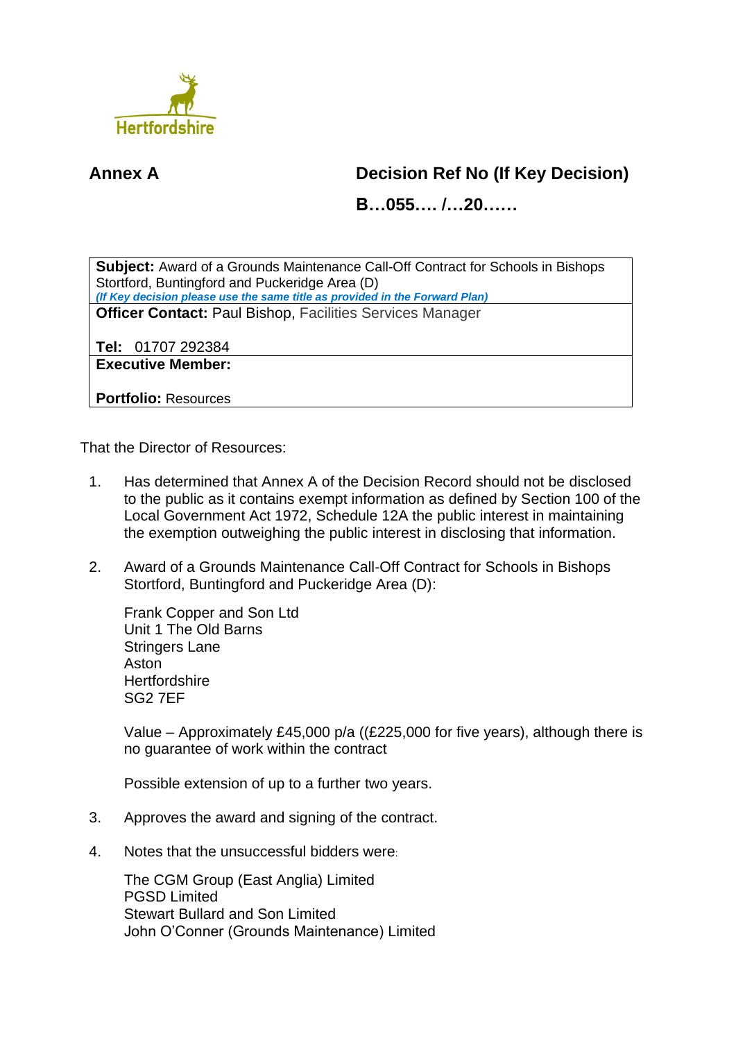Hertfordshire

**Annex A**

**Decision Ref No (If Key Decision)**

**B…055…. /…20……**

| **Subject:** Award of a Grounds Maintenance Call-Off Contract for Schools in Bishops Stortford, Buntingford and Puckeridge Area (D) *(If Key decision please use the same title as provided in the Forward Plan)* |
|---|
| **Officer Contact:** Paul Bishop, Facilities Services Manager<br><br>**Tel:** 01707 292384 |
| **Executive Member:**<br><br>**Portfolio:** Resources |

That the Director of Resources:

1. Has determined that Annex A of the Decision Record should not be disclosed to the public as it contains exempt information as defined by Section 100 of the Local Government Act 1972, Schedule 12A the public interest in maintaining the exemption outweighing the public interest in disclosing that information.

2. Award of a Grounds Maintenance Call-Off Contract for Schools in Bishops Stortford, Buntingford and Puckeridge Area (D):

   Frank Copper and Son Ltd
   Unit 1 The Old Barns
   Stringers Lane
   Aston
   Hertfordshire
   SG2 7EF

   Value – Approximately £45,000 p/a ((£225,000 for five years), although there is no guarantee of work within the contract

   Possible extension of up to a further two years.

3. Approves the award and signing of the contract.

4. Notes that the unsuccessful bidders were:

   The CGM Group (East Anglia) Limited
   PGSD Limited
   Stewart Bullard and Son Limited
   John O'Conner (Grounds Maintenance) Limited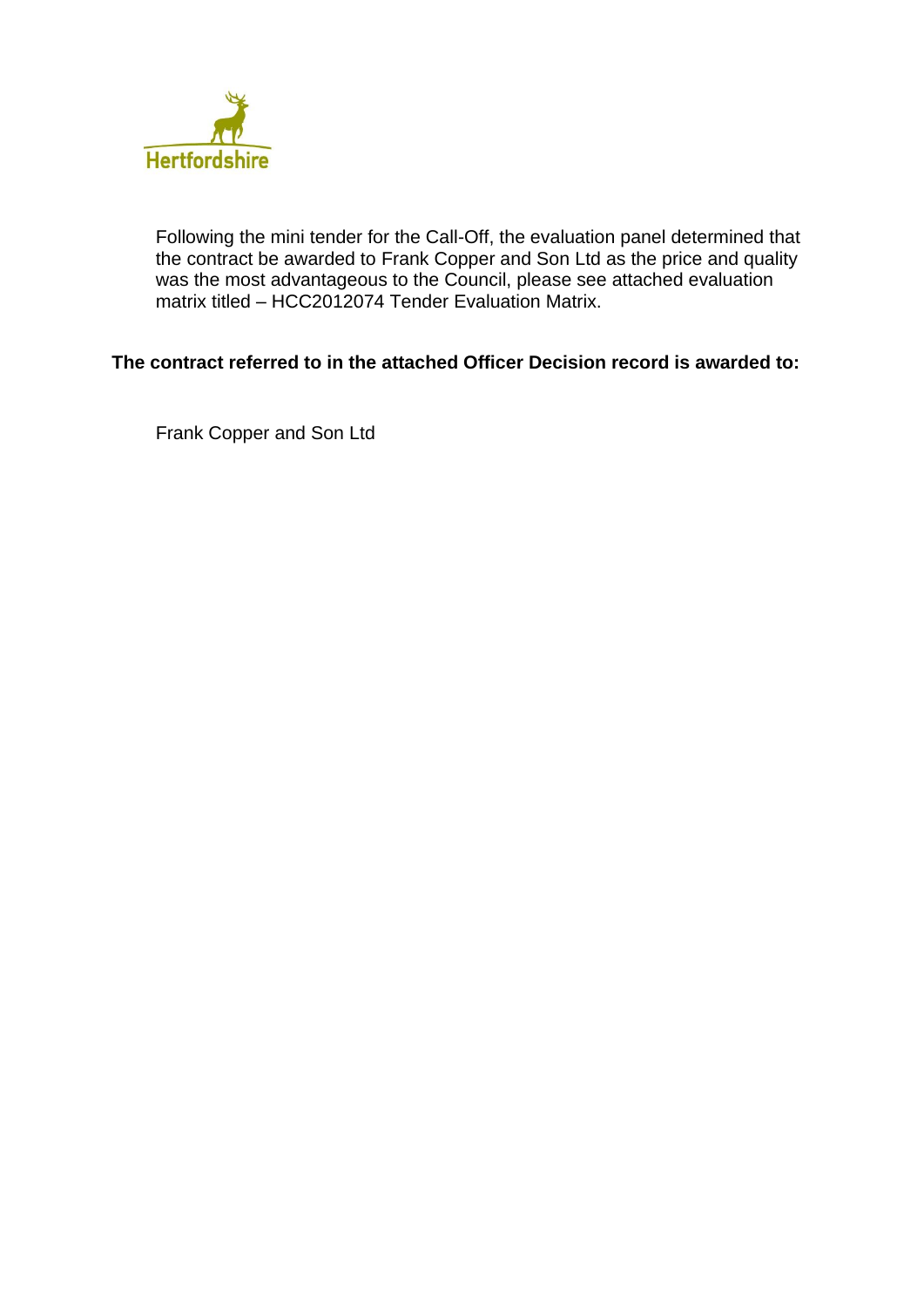Hertfordshire

Following the mini tender for the Call-Off, the evaluation panel determined that the contract be awarded to Frank Copper and Son Ltd as the price and quality was the most advantageous to the Council, please see attached evaluation matrix titled – HCC2012074 Tender Evaluation Matrix.

**The contract referred to in the attached Officer Decision record is awarded to:**

Frank Copper and Son Ltd